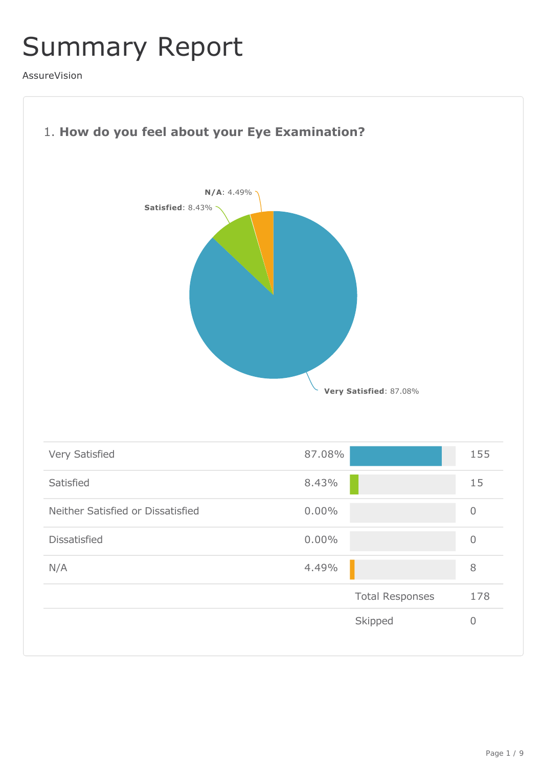# Summary Report

AssureVision

## 1. **How do you feel about your Eye Examination?**

**N/A**: 4.49%

**Satisfied**: 8.43%

**Very Satisfied**: 87.08%

| | | |
|---|---|---|
| Very Satisfied | 87.08% | 155 |
| Satisfied | 8.43% | 15 |
| Neither Satisfied or Dissatisfied | 0.00% | 0 |
| Dissatisfied | 0.00% | 0 |
| N/A | 4.49% | 8 |
| | Total Responses | 178 |
| | Skipped | 0 |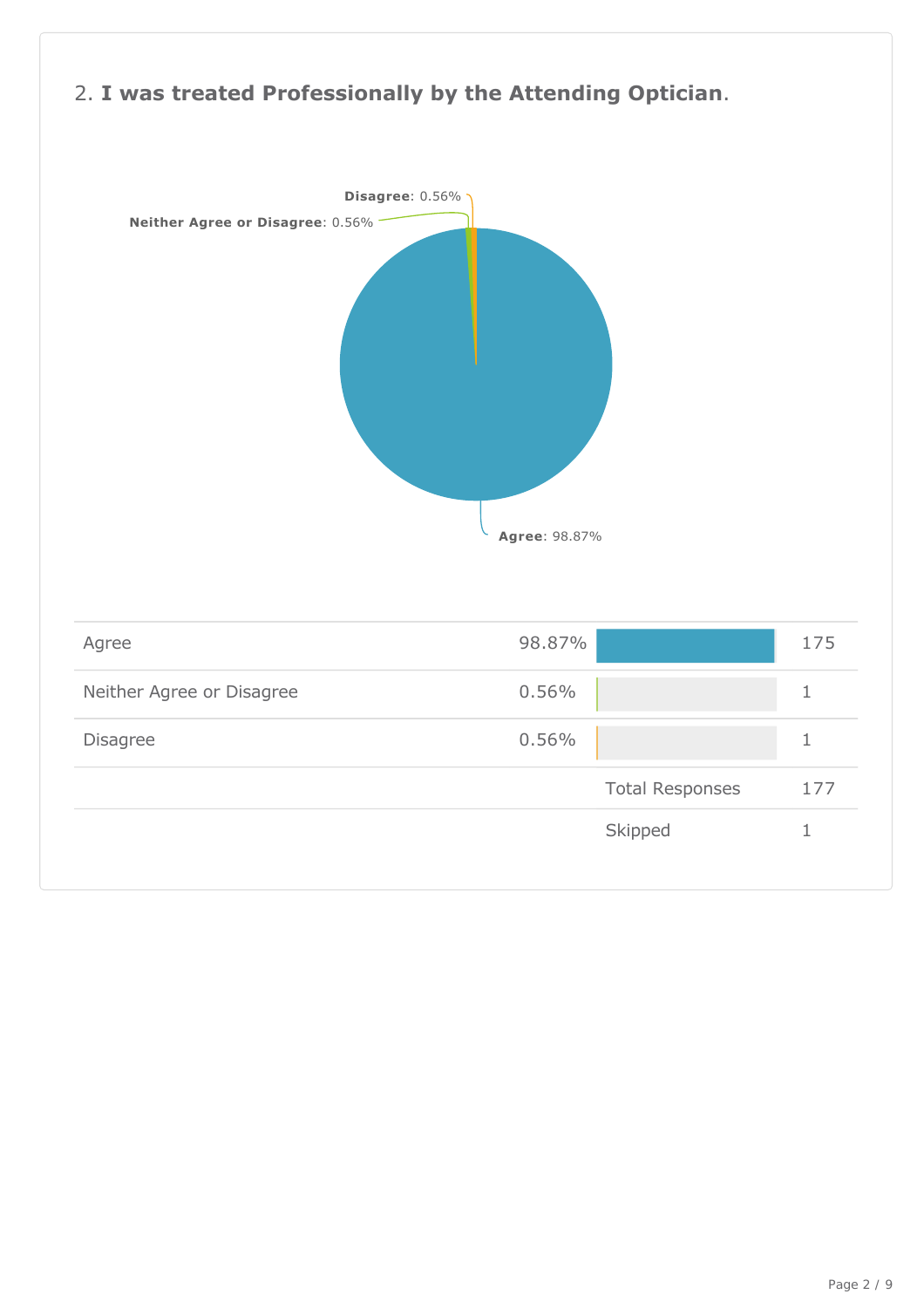## 2. **I was treated Professionally by the Attending Optician**.

**Disagree**: 0.56%

**Neither Agree or Disagree**: 0.56%

**Agree**: 98.87%

| | | |
|---|---|---|
| Agree | 98.87% | 175 |
| Neither Agree or Disagree | 0.56% | 1 |
| Disagree | 0.56% | 1 |
| | Total Responses | 177 |
| | Skipped | 1 |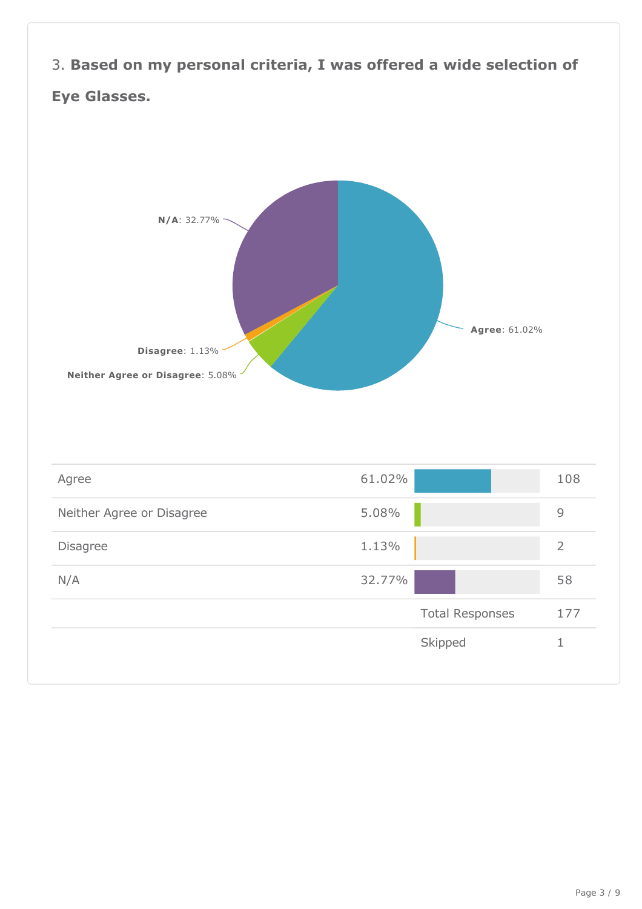### 3. **Based on my personal criteria, I was offered a wide selection of Eye Glasses.**

**N/A**: 32.77%

**Agree**: 61.02%

**Disagree**: 1.13%

**Neither Agree or Disagree**: 5.08%

| | | |
|---|---|---|
| Agree | 61.02% | 108 |
| Neither Agree or Disagree | 5.08% | 9 |
| Disagree | 1.13% | 2 |
| N/A | 32.77% | 58 |
| | Total Responses | 177 |
| | Skipped | 1 |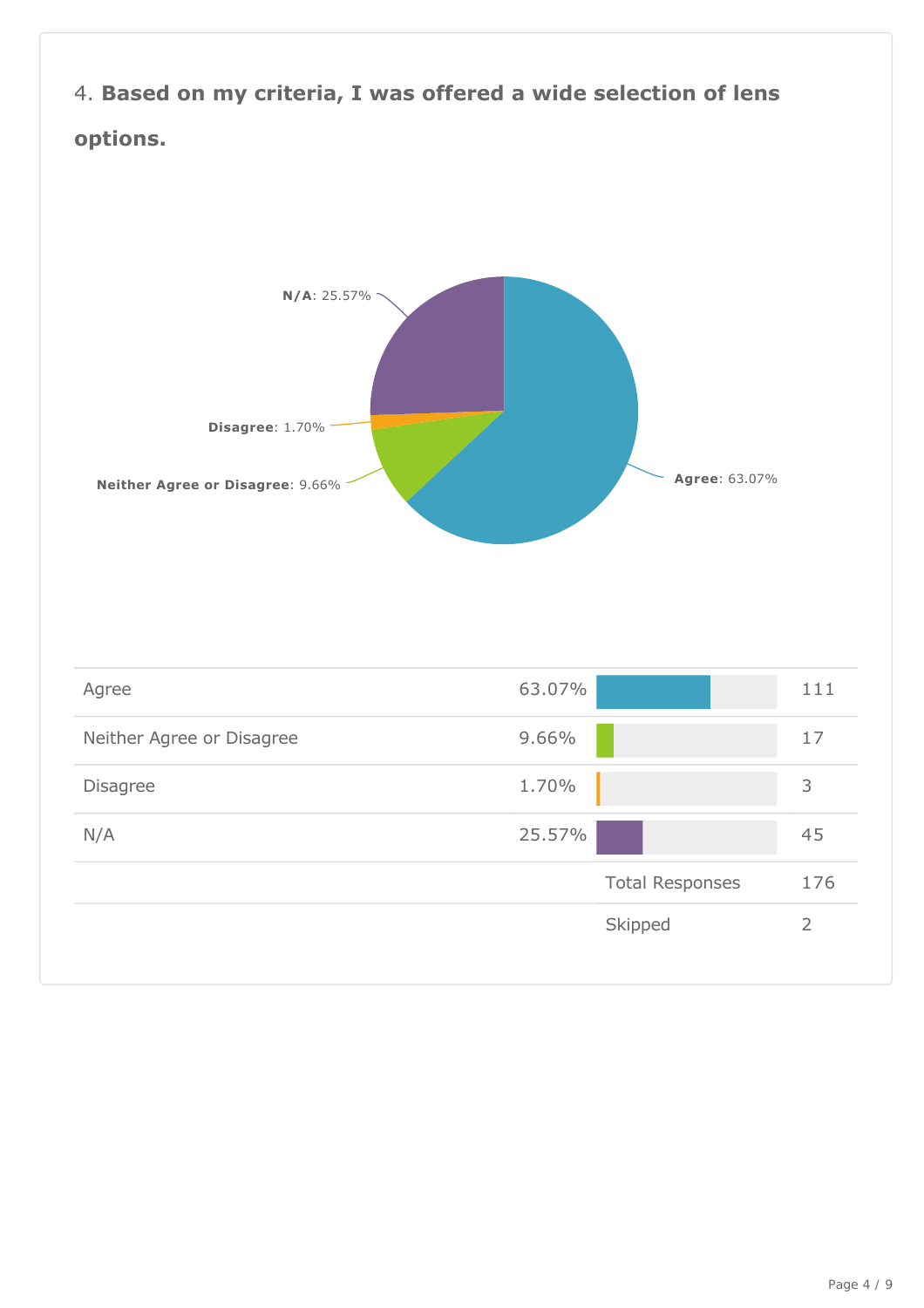## 4. **Based on my criteria, I was offered a wide selection of lens options.**

**N/A**: 25.57%

**Disagree**: 1.70%

**Neither Agree or Disagree**: 9.66%

**Agree**: 63.07%

| | | |
|---|---|---|
| Agree | 63.07% | 111 |
| Neither Agree or Disagree | 9.66% | 17 |
| Disagree | 1.70% | 3 |
| N/A | 25.57% | 45 |
| | Total Responses | 176 |
| | Skipped | 2 |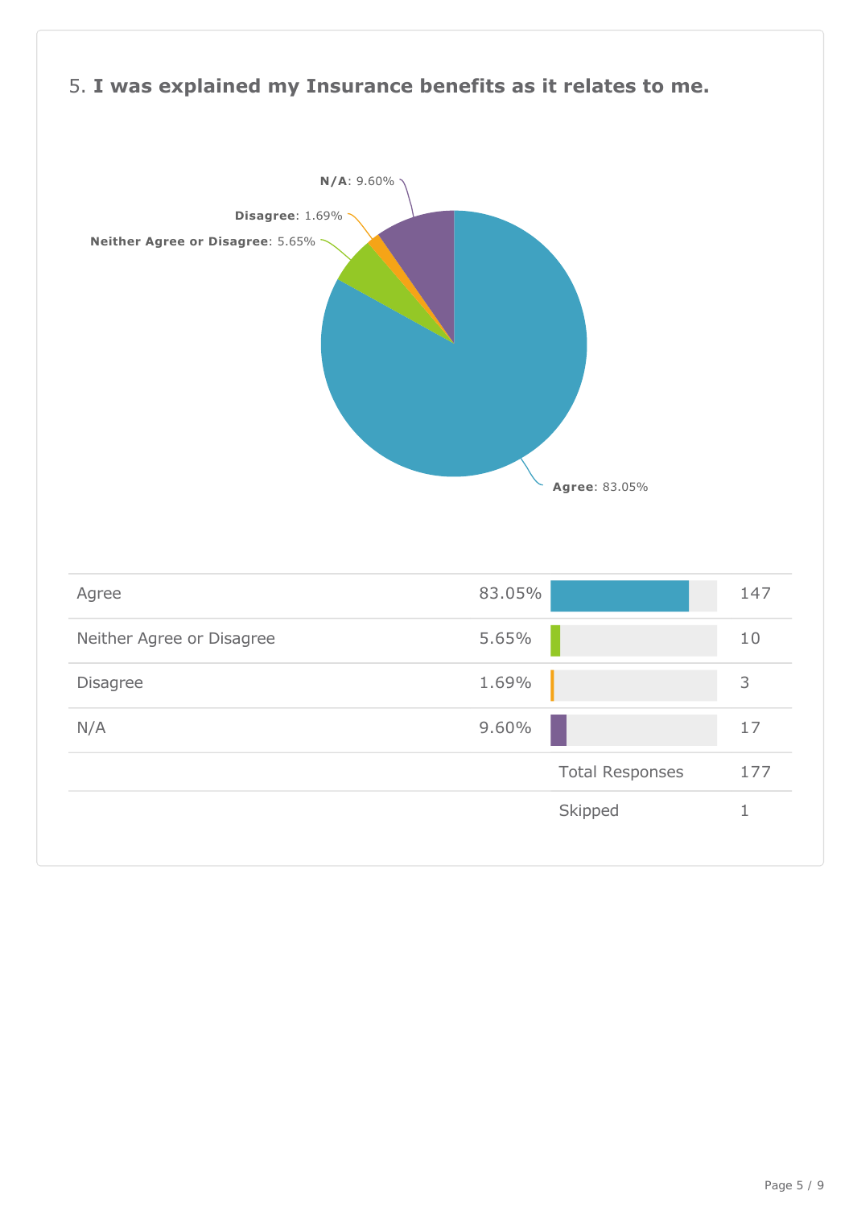## 5. **I was explained my Insurance benefits as it relates to me.**

**N/A**: 9.60%

**Disagree**: 1.69%

**Neither Agree or Disagree**: 5.65%

**Agree**: 83.05%

| | | |
|---|---|---|
| Agree | 83.05% | 147 |
| Neither Agree or Disagree | 5.65% | 10 |
| Disagree | 1.69% | 3 |
| N/A | 9.60% | 17 |
| | Total Responses | 177 |
| | Skipped | 1 |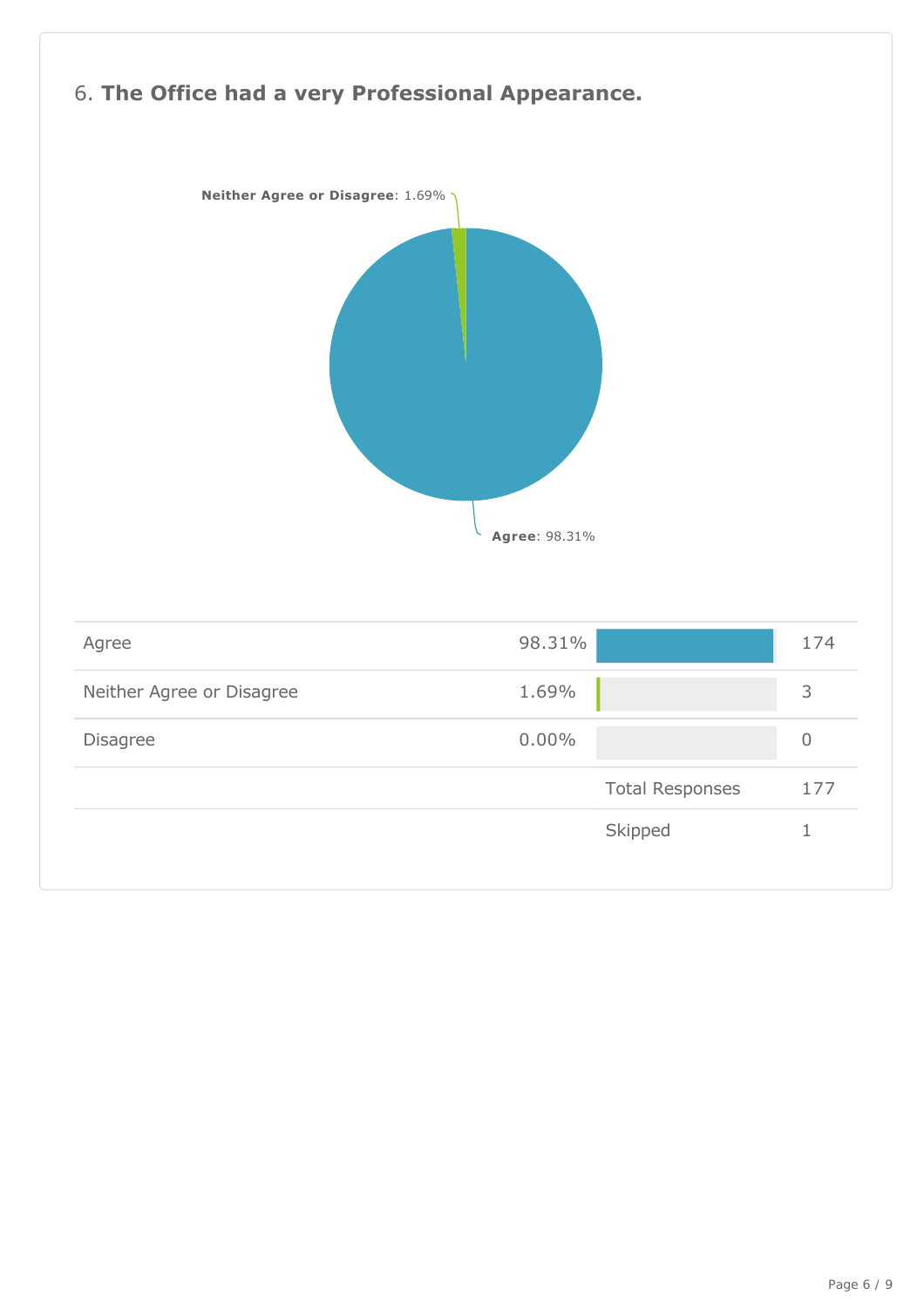## 6. **The Office had a very Professional Appearance.**

**Neither Agree or Disagree**: 1.69%

**Agree**: 98.31%

| | | |
|---|---|---|
| Agree | 98.31% | 174 |
| Neither Agree or Disagree | 1.69% | 3 |
| Disagree | 0.00% | 0 |
| | Total Responses | 177 |
| | Skipped | 1 |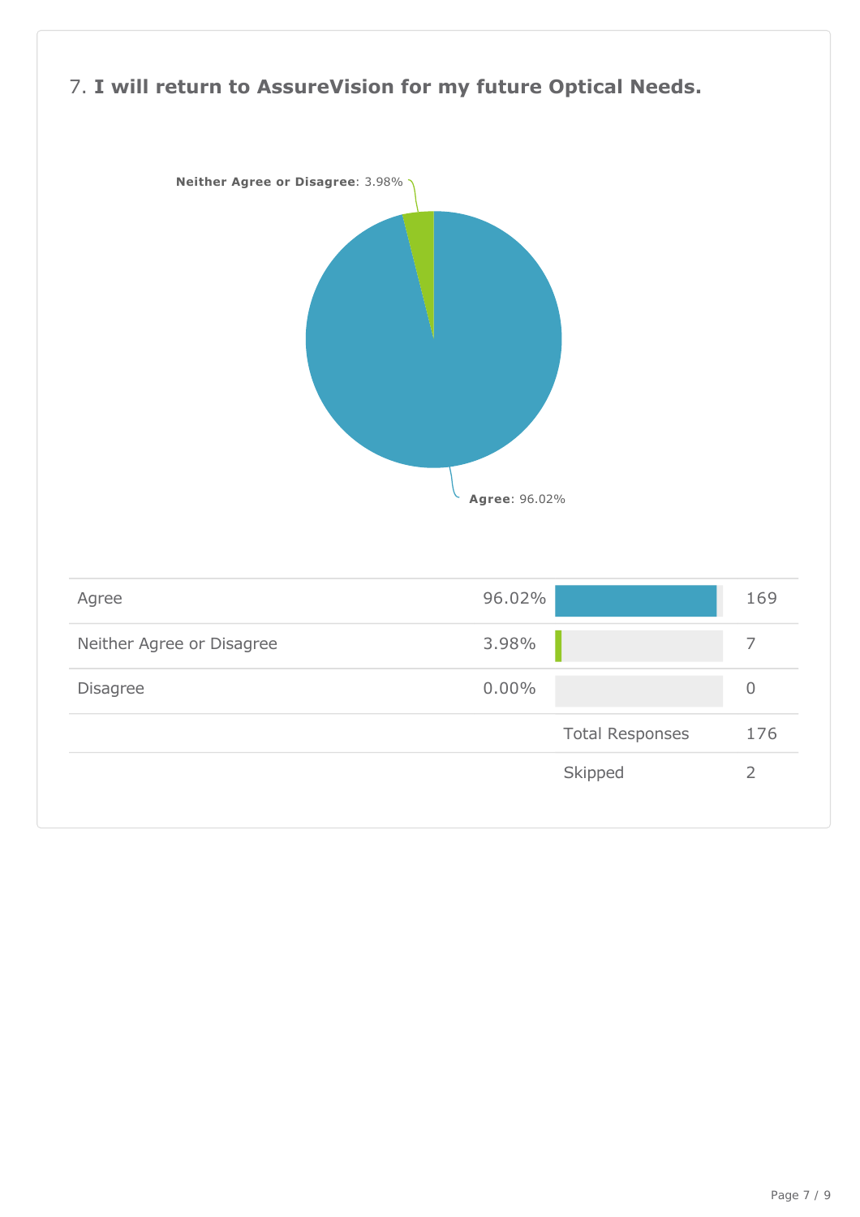## 7. **I will return to AssureVision for my future Optical Needs.**

**Neither Agree or Disagree**: 3.98%

**Agree**: 96.02%

| | | |
|---|---|---|
| Agree | 96.02% | 169 |
| Neither Agree or Disagree | 3.98% | 7 |
| Disagree | 0.00% | 0 |
| | Total Responses | 176 |
| | Skipped | 2 |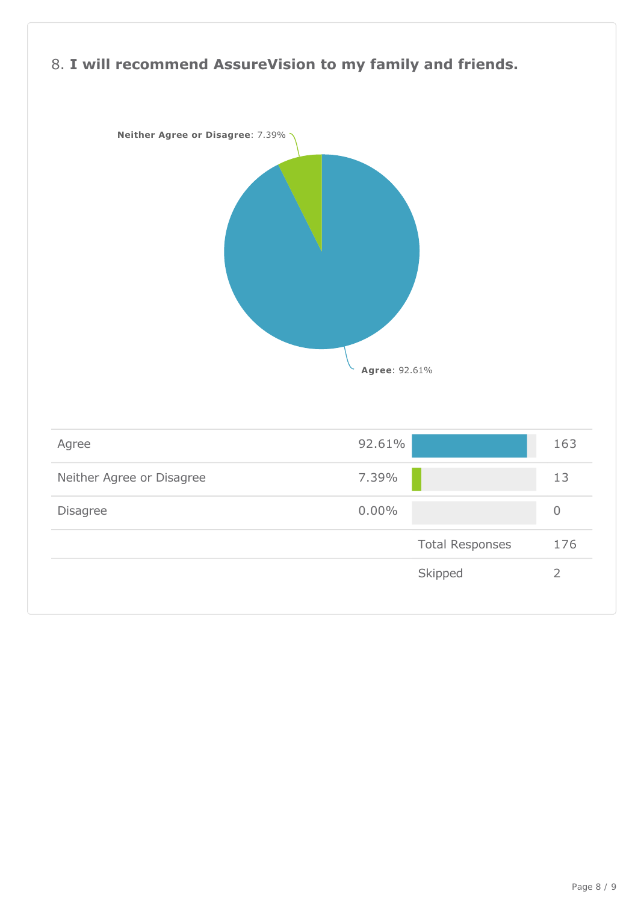## 8. **I will recommend AssureVision to my family and friends.**

**Neither Agree or Disagree**: 7.39%

**Agree**: 92.61%

| | | |
|---|---|---|
| Agree | 92.61% | 163 |
| Neither Agree or Disagree | 7.39% | 13 |
| Disagree | 0.00% | 0 |
| | Total Responses | 176 |
| | Skipped | 2 |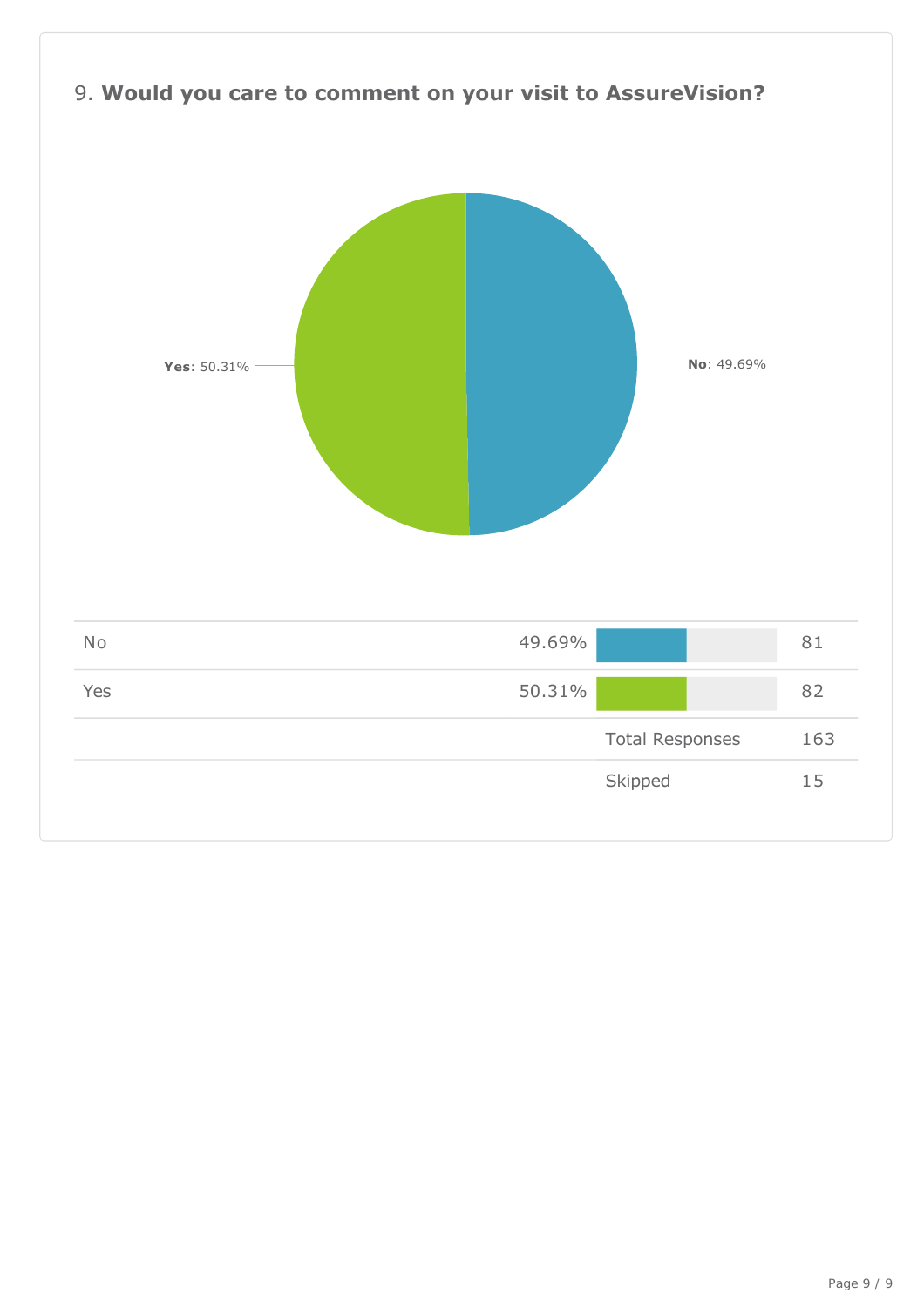## 9. **Would you care to comment on your visit to AssureVision?**

**Yes**: 50.31%

**No**: 49.69%

| | | |
|---|---|---|
| No | 49.69% | 81 |
| Yes | 50.31% | 82 |
| | Total Responses | 163 |
| | Skipped | 15 |